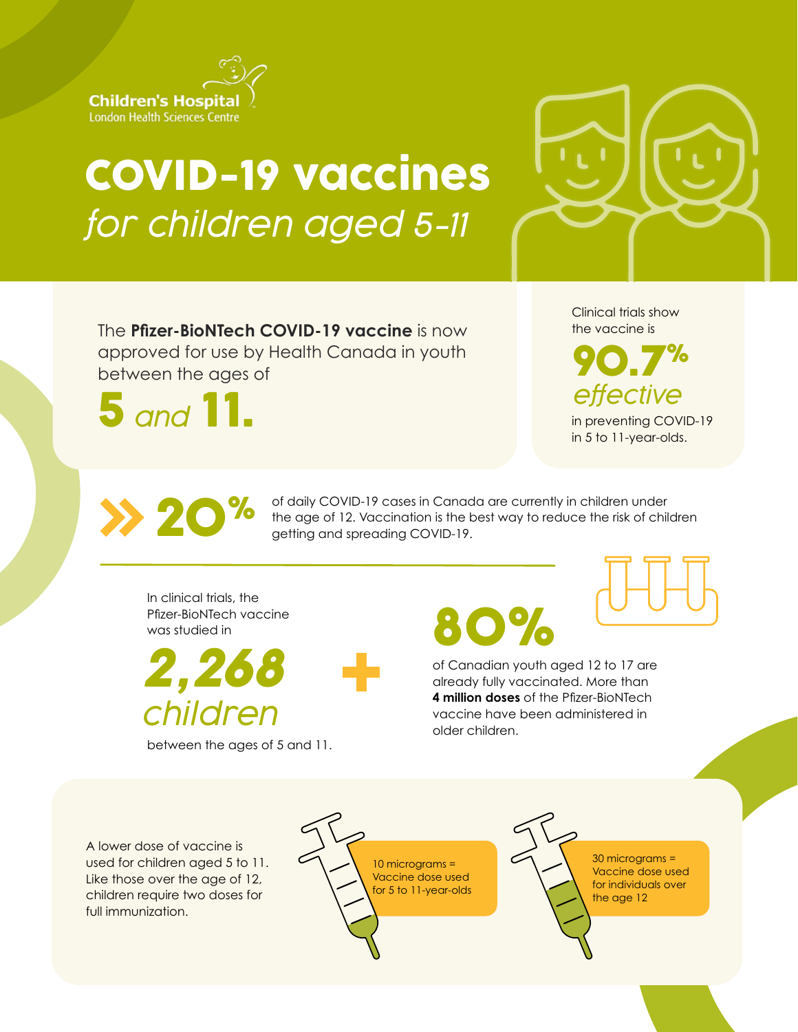Children's Hospital
London Health Sciences Centre

# COVID-19 vaccines

## *for children aged 5-11*

The **Pfizer-BioNTech COVID-19 vaccine** is now approved for use by Health Canada in youth between the ages of

**5** *and* **11.**

Clinical trials show the vaccine is

**90.7%** *effective*

in preventing COVID-19 in 5 to 11-year-olds.

**20%** of daily COVID-19 cases in Canada are currently in children under the age of 12. Vaccination is the best way to reduce the risk of children getting and spreading COVID-19.

In clinical trials, the Pfizer-BioNTech vaccine was studied in

***2,268*** *children*

between the ages of 5 and 11.

**80%**

of Canadian youth aged 12 to 17 are already fully vaccinated. More than **4 million doses** of the Pfizer-BioNTech vaccine have been administered in older children.

A lower dose of vaccine is used for children aged 5 to 11. Like those over the age of 12, children require two doses for full immunization.

10 micrograms = Vaccine dose used for 5 to 11-year-olds

30 micrograms = Vaccine dose used for individuals over the age 12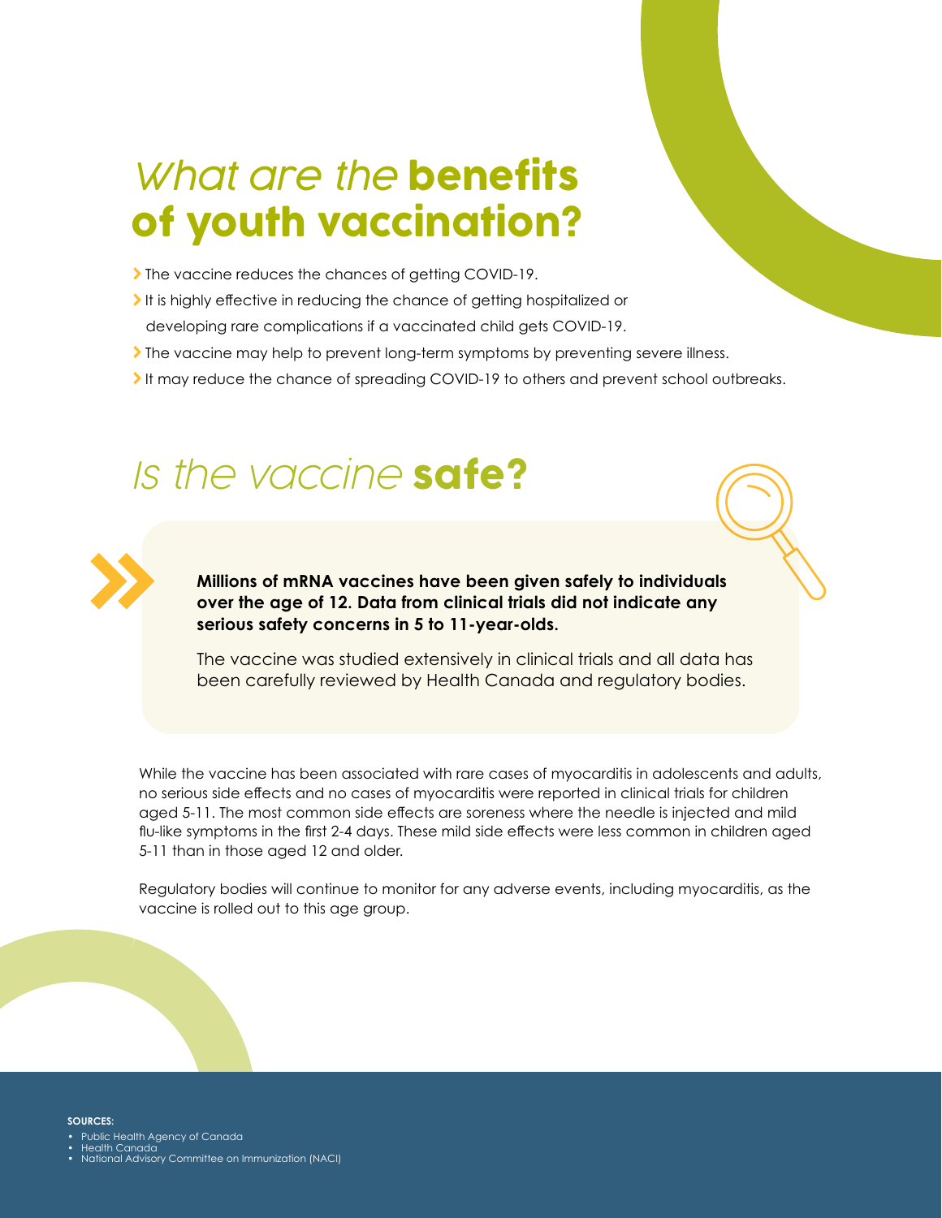# *What are the* **benefits of youth vaccination?**

- The vaccine reduces the chances of getting COVID-19.
- It is highly effective in reducing the chance of getting hospitalized or developing rare complications if a vaccinated child gets COVID-19.
- The vaccine may help to prevent long-term symptoms by preventing severe illness.
- It may reduce the chance of spreading COVID-19 to others and prevent school outbreaks.

# *Is the vaccine* **safe?**

**Millions of mRNA vaccines have been given safely to individuals over the age of 12. Data from clinical trials did not indicate any serious safety concerns in 5 to 11-year-olds.**

The vaccine was studied extensively in clinical trials and all data has been carefully reviewed by Health Canada and regulatory bodies.

While the vaccine has been associated with rare cases of myocarditis in adolescents and adults, no serious side effects and no cases of myocarditis were reported in clinical trials for children aged 5-11. The most common side effects are soreness where the needle is injected and mild flu-like symptoms in the first 2-4 days. These mild side effects were less common in children aged 5-11 than in those aged 12 and older.

Regulatory bodies will continue to monitor for any adverse events, including myocarditis, as the vaccine is rolled out to this age group.

**SOURCES:**

- Public Health Agency of Canada
- Health Canada
- National Advisory Committee on Immunization (NACI)